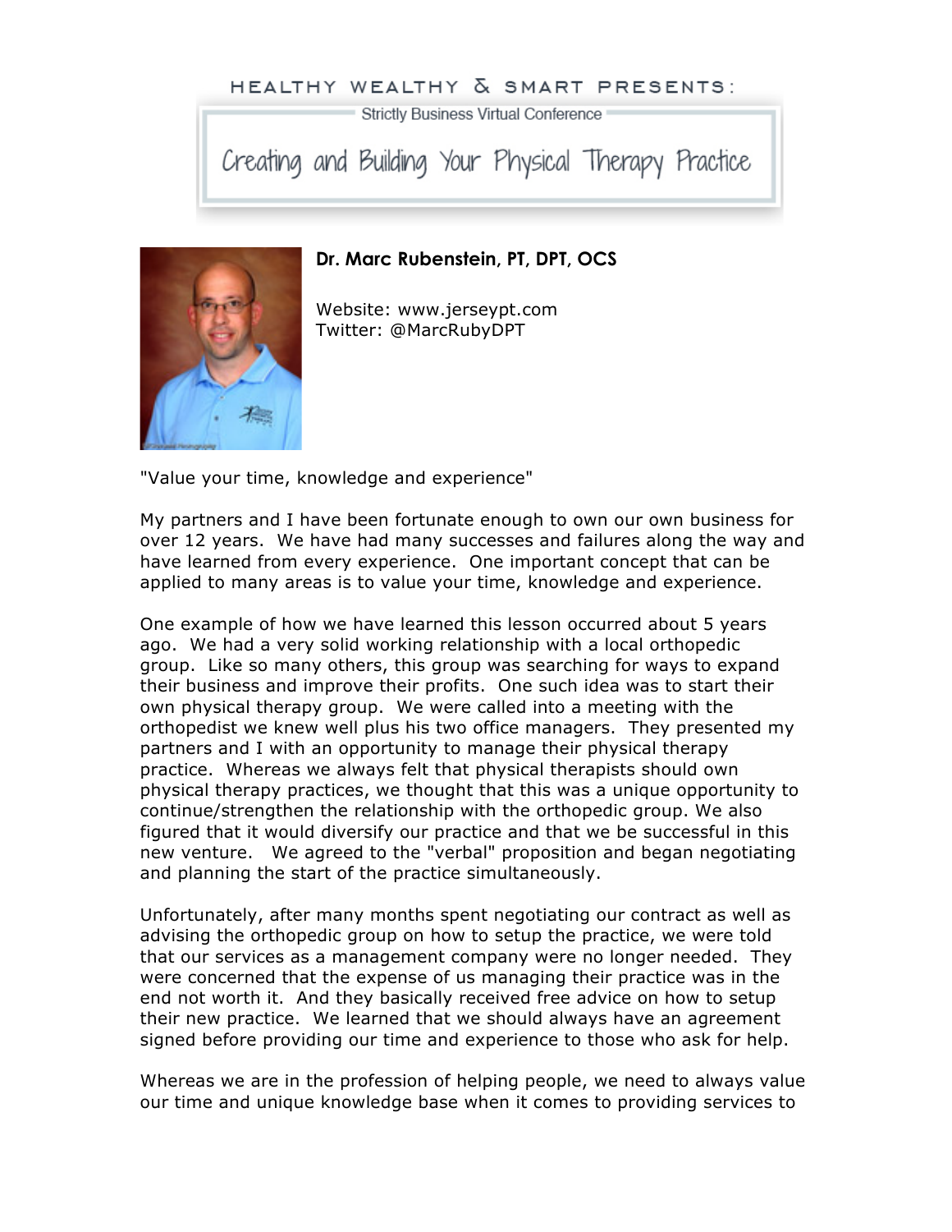HEALTHY WEALTHY & SMART PRESENTS:

Strictly Business Virtual Conference

# Creating and Building Your Physical Therapy Practice

**Dr. Marc Rubenstein, PT, DPT, OCS**

Website: www.jerseypt.com
Twitter: @MarcRubyDPT

"Value your time, knowledge and experience"

My partners and I have been fortunate enough to own our own business for over 12 years. We have had many successes and failures along the way and have learned from every experience. One important concept that can be applied to many areas is to value your time, knowledge and experience.

One example of how we have learned this lesson occurred about 5 years ago. We had a very solid working relationship with a local orthopedic group. Like so many others, this group was searching for ways to expand their business and improve their profits. One such idea was to start their own physical therapy group. We were called into a meeting with the orthopedist we knew well plus his two office managers. They presented my partners and I with an opportunity to manage their physical therapy practice. Whereas we always felt that physical therapists should own physical therapy practices, we thought that this was a unique opportunity to continue/strengthen the relationship with the orthopedic group. We also figured that it would diversify our practice and that we be successful in this new venture. We agreed to the "verbal" proposition and began negotiating and planning the start of the practice simultaneously.

Unfortunately, after many months spent negotiating our contract as well as advising the orthopedic group on how to setup the practice, we were told that our services as a management company were no longer needed. They were concerned that the expense of us managing their practice was in the end not worth it. And they basically received free advice on how to setup their new practice. We learned that we should always have an agreement signed before providing our time and experience to those who ask for help.

Whereas we are in the profession of helping people, we need to always value our time and unique knowledge base when it comes to providing services to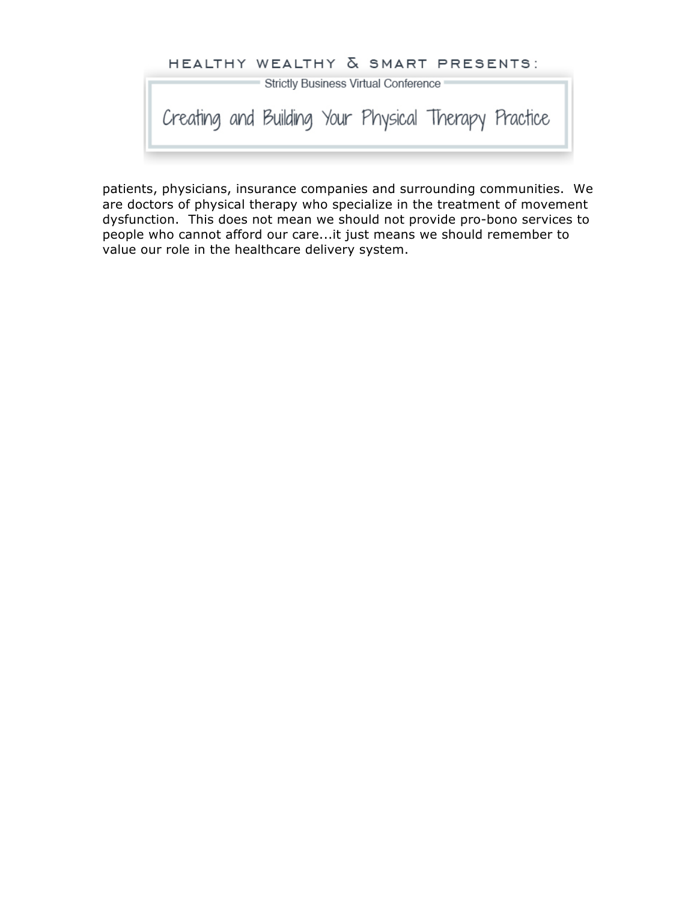patients, physicians, insurance companies and surrounding communities. We are doctors of physical therapy who specialize in the treatment of movement dysfunction. This does not mean we should not provide pro-bono services to people who cannot afford our care...it just means we should remember to value our role in the healthcare delivery system.